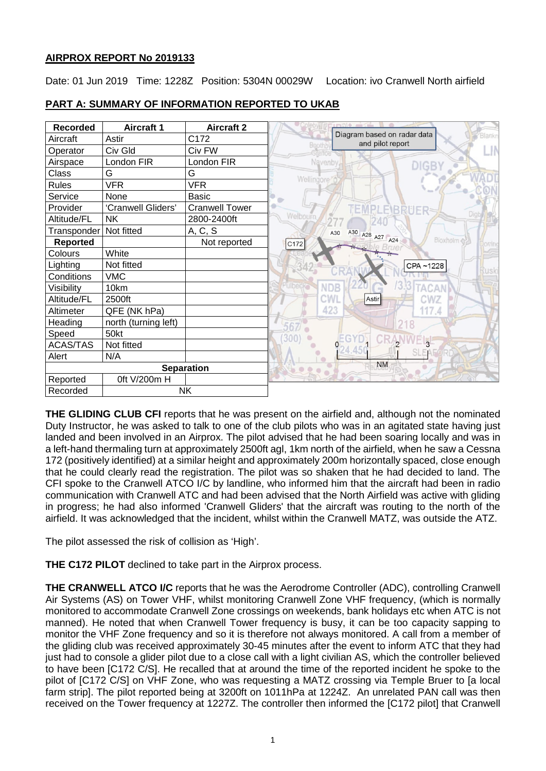# AIRPROX REPORT No 2019133

Date: 01 Jun 2019 Time: 1228Z Position: 5304N 00029W Location: ivo Cranwell North airfield

## PART A: SUMMARY OF INFORMATION REPORTED TO UKAB

| Recorded | Aircraft 1 | Aircraft 2 |
|---|---|---|
| Aircraft | Astir | C172 |
| Operator | Civ Gld | Civ FW |
| Airspace | London FIR | London FIR |
| Class | G | G |
| Rules | VFR | VFR |
| Service | None | Basic |
| Provider | 'Cranwell Gliders' | Cranwell Tower |
| Altitude/FL | NK | 2800-2400ft |
| Transponder | Not fitted | A, C, S |
| **Reported** | | Not reported |
| Colours | White | |
| Lighting | Not fitted | |
| Conditions | VMC | |
| Visibility | 10km | |
| Altitude/FL | 2500ft | |
| Altimeter | QFE (NK hPa) | |
| Heading | north (turning left) | |
| Speed | 50kt | |
| ACAS/TAS | Not fitted | |
| Alert | N/A | |
| **Separation** | | |
| Reported | 0ft V/200m H | |
| Recorded | NK | |

Diagram based on radar data and pilot report

**THE GLIDING CLUB CFI** reports that he was present on the airfield and, although not the nominated Duty Instructor, he was asked to talk to one of the club pilots who was in an agitated state having just landed and been involved in an Airprox. The pilot advised that he had been soaring locally and was in a left-hand thermaling turn at approximately 2500ft agl, 1km north of the airfield, when he saw a Cessna 172 (positively identified) at a similar height and approximately 200m horizontally spaced, close enough that he could clearly read the registration. The pilot was so shaken that he had decided to land. The CFI spoke to the Cranwell ATCO I/C by landline, who informed him that the aircraft had been in radio communication with Cranwell ATC and had been advised that the North Airfield was active with gliding in progress; he had also informed 'Cranwell Gliders' that the aircraft was routing to the north of the airfield. It was acknowledged that the incident, whilst within the Cranwell MATZ, was outside the ATZ.

The pilot assessed the risk of collision as 'High'.

**THE C172 PILOT** declined to take part in the Airprox process.

**THE CRANWELL ATCO I/C** reports that he was the Aerodrome Controller (ADC), controlling Cranwell Air Systems (AS) on Tower VHF, whilst monitoring Cranwell Zone VHF frequency, (which is normally monitored to accommodate Cranwell Zone crossings on weekends, bank holidays etc when ATC is not manned). He noted that when Cranwell Tower frequency is busy, it can be too capacity sapping to monitor the VHF Zone frequency and so it is therefore not always monitored. A call from a member of the gliding club was received approximately 30-45 minutes after the event to inform ATC that they had just had to console a glider pilot due to a close call with a light civilian AS, which the controller believed to have been [C172 C/S]. He recalled that at around the time of the reported incident he spoke to the pilot of [C172 C/S] on VHF Zone, who was requesting a MATZ crossing via Temple Bruer to [a local farm strip]. The pilot reported being at 3200ft on 1011hPa at 1224Z. An unrelated PAN call was then received on the Tower frequency at 1227Z. The controller then informed the [C172 pilot] that Cranwell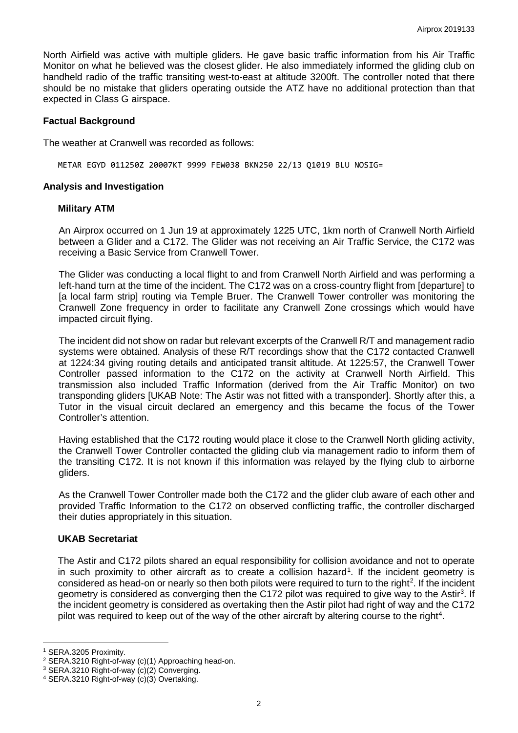North Airfield was active with multiple gliders. He gave basic traffic information from his Air Traffic Monitor on what he believed was the closest glider. He also immediately informed the gliding club on handheld radio of the traffic transiting west-to-east at altitude 3200ft. The controller noted that there should be no mistake that gliders operating outside the ATZ have no additional protection than that expected in Class G airspace.

## Factual Background

The weather at Cranwell was recorded as follows:

```
METAR EGYD 011250Z 20007KT 9999 FEW038 BKN250 22/13 Q1019 BLU NOSIG=
```

## Analysis and Investigation

### Military ATM

An Airprox occurred on 1 Jun 19 at approximately 1225 UTC, 1km north of Cranwell North Airfield between a Glider and a C172. The Glider was not receiving an Air Traffic Service, the C172 was receiving a Basic Service from Cranwell Tower.

The Glider was conducting a local flight to and from Cranwell North Airfield and was performing a left-hand turn at the time of the incident. The C172 was on a cross-country flight from [departure] to [a local farm strip] routing via Temple Bruer. The Cranwell Tower controller was monitoring the Cranwell Zone frequency in order to facilitate any Cranwell Zone crossings which would have impacted circuit flying.

The incident did not show on radar but relevant excerpts of the Cranwell R/T and management radio systems were obtained. Analysis of these R/T recordings show that the C172 contacted Cranwell at 1224:34 giving routing details and anticipated transit altitude. At 1225:57, the Cranwell Tower Controller passed information to the C172 on the activity at Cranwell North Airfield. This transmission also included Traffic Information (derived from the Air Traffic Monitor) on two transponding gliders [UKAB Note: The Astir was not fitted with a transponder]. Shortly after this, a Tutor in the visual circuit declared an emergency and this became the focus of the Tower Controller's attention.

Having established that the C172 routing would place it close to the Cranwell North gliding activity, the Cranwell Tower Controller contacted the gliding club via management radio to inform them of the transiting C172. It is not known if this information was relayed by the flying club to airborne gliders.

As the Cranwell Tower Controller made both the C172 and the glider club aware of each other and provided Traffic Information to the C172 on observed conflicting traffic, the controller discharged their duties appropriately in this situation.

### UKAB Secretariat

The Astir and C172 pilots shared an equal responsibility for collision avoidance and not to operate in such proximity to other aircraft as to create a collision hazard[1]. If the incident geometry is considered as head-on or nearly so then both pilots were required to turn to the right[2]. If the incident geometry is considered as converging then the C172 pilot was required to give way to the Astir[3]. If the incident geometry is considered as overtaking then the Astir pilot had right of way and the C172 pilot was required to keep out of the way of the other aircraft by altering course to the right[4].

---

[1] SERA.3205 Proximity.
[2] SERA.3210 Right-of-way (c)(1) Approaching head-on.
[3] SERA.3210 Right-of-way (c)(2) Converging.
[4] SERA.3210 Right-of-way (c)(3) Overtaking.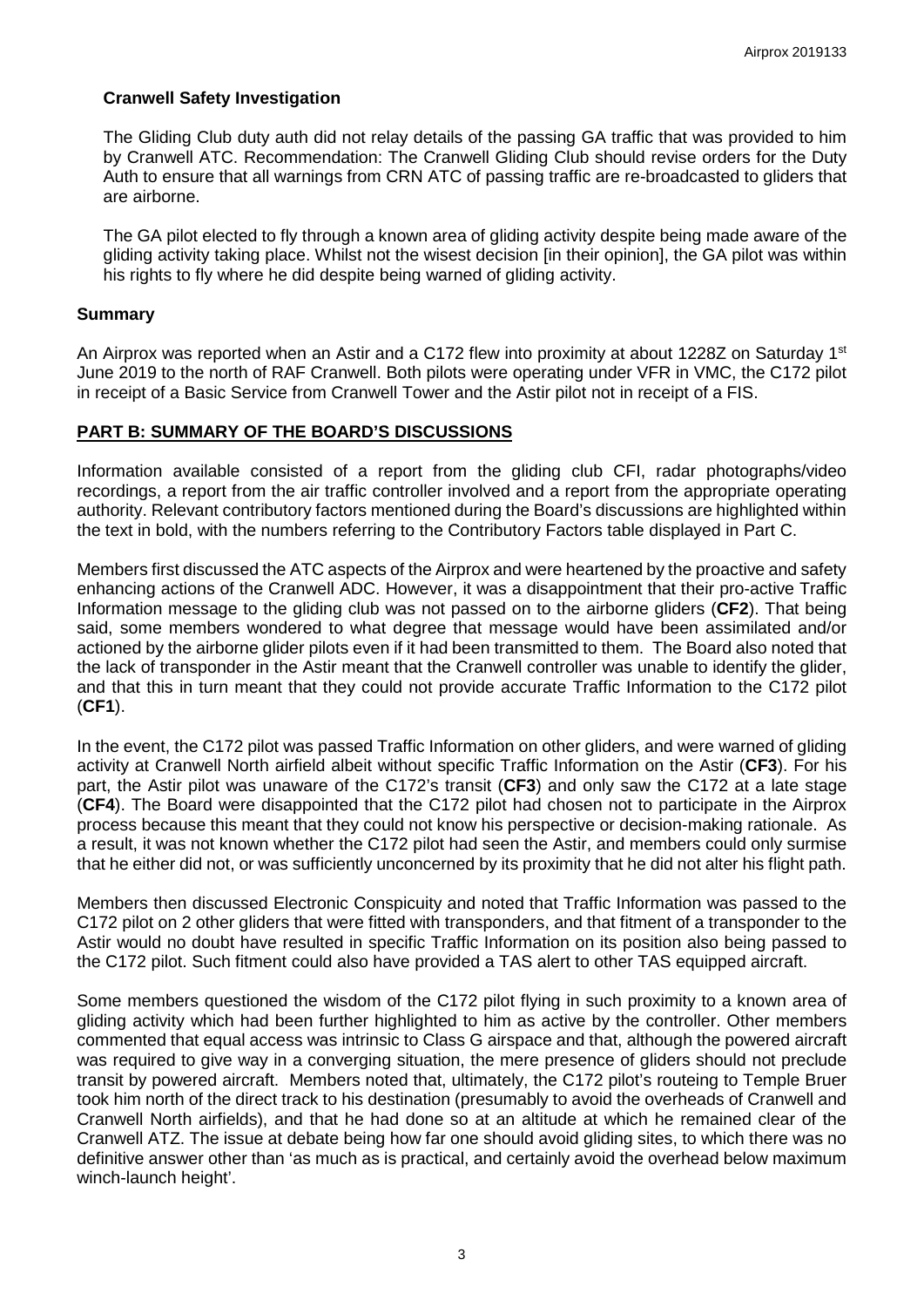### Cranwell Safety Investigation

The Gliding Club duty auth did not relay details of the passing GA traffic that was provided to him by Cranwell ATC. Recommendation: The Cranwell Gliding Club should revise orders for the Duty Auth to ensure that all warnings from CRN ATC of passing traffic are re-broadcasted to gliders that are airborne.

The GA pilot elected to fly through a known area of gliding activity despite being made aware of the gliding activity taking place. Whilst not the wisest decision [in their opinion], the GA pilot was within his rights to fly where he did despite being warned of gliding activity.

## Summary

An Airprox was reported when an Astir and a C172 flew into proximity at about 1228Z on Saturday 1st June 2019 to the north of RAF Cranwell. Both pilots were operating under VFR in VMC, the C172 pilot in receipt of a Basic Service from Cranwell Tower and the Astir pilot not in receipt of a FIS.

## PART B: SUMMARY OF THE BOARD'S DISCUSSIONS

Information available consisted of a report from the gliding club CFI, radar photographs/video recordings, a report from the air traffic controller involved and a report from the appropriate operating authority. Relevant contributory factors mentioned during the Board's discussions are highlighted within the text in bold, with the numbers referring to the Contributory Factors table displayed in Part C.

Members first discussed the ATC aspects of the Airprox and were heartened by the proactive and safety enhancing actions of the Cranwell ADC. However, it was a disappointment that their pro-active Traffic Information message to the gliding club was not passed on to the airborne gliders (**CF2**). That being said, some members wondered to what degree that message would have been assimilated and/or actioned by the airborne glider pilots even if it had been transmitted to them. The Board also noted that the lack of transponder in the Astir meant that the Cranwell controller was unable to identify the glider, and that this in turn meant that they could not provide accurate Traffic Information to the C172 pilot (**CF1**).

In the event, the C172 pilot was passed Traffic Information on other gliders, and were warned of gliding activity at Cranwell North airfield albeit without specific Traffic Information on the Astir (**CF3**). For his part, the Astir pilot was unaware of the C172's transit (**CF3**) and only saw the C172 at a late stage (**CF4**). The Board were disappointed that the C172 pilot had chosen not to participate in the Airprox process because this meant that they could not know his perspective or decision-making rationale. As a result, it was not known whether the C172 pilot had seen the Astir, and members could only surmise that he either did not, or was sufficiently unconcerned by its proximity that he did not alter his flight path.

Members then discussed Electronic Conspicuity and noted that Traffic Information was passed to the C172 pilot on 2 other gliders that were fitted with transponders, and that fitment of a transponder to the Astir would no doubt have resulted in specific Traffic Information on its position also being passed to the C172 pilot. Such fitment could also have provided a TAS alert to other TAS equipped aircraft.

Some members questioned the wisdom of the C172 pilot flying in such proximity to a known area of gliding activity which had been further highlighted to him as active by the controller. Other members commented that equal access was intrinsic to Class G airspace and that, although the powered aircraft was required to give way in a converging situation, the mere presence of gliders should not preclude transit by powered aircraft. Members noted that, ultimately, the C172 pilot's routeing to Temple Bruer took him north of the direct track to his destination (presumably to avoid the overheads of Cranwell and Cranwell North airfields), and that he had done so at an altitude at which he remained clear of the Cranwell ATZ. The issue at debate being how far one should avoid gliding sites, to which there was no definitive answer other than 'as much as is practical, and certainly avoid the overhead below maximum winch-launch height'.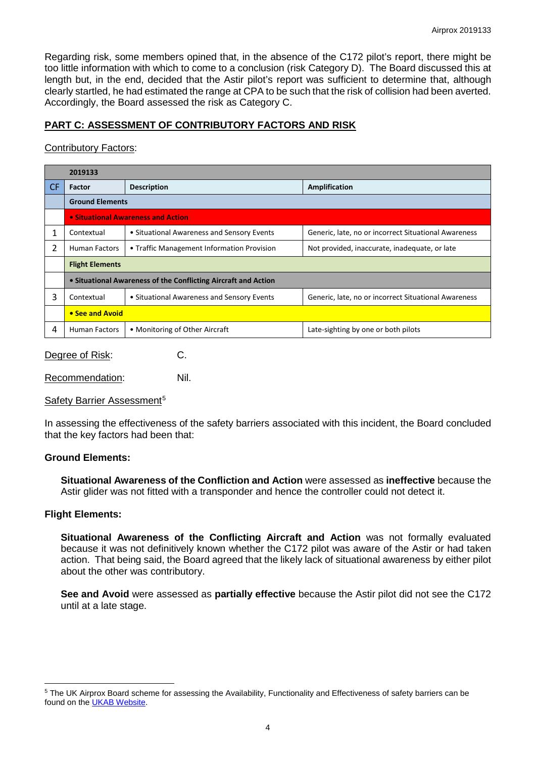Regarding risk, some members opined that, in the absence of the C172 pilot's report, there might be too little information with which to come to a conclusion (risk Category D). The Board discussed this at length but, in the end, decided that the Astir pilot's report was sufficient to determine that, although clearly startled, he had estimated the range at CPA to be such that the risk of collision had been averted. Accordingly, the Board assessed the risk as Category C.

## PART C: ASSESSMENT OF CONTRIBUTORY FACTORS AND RISK

Contributory Factors:

| | 2019133 | | |
|---|---|---|---|
| CF | Factor | Description | Amplification |
| | **Ground Elements** | | |
| | **• Situational Awareness and Action** | | |
| 1 | Contextual | • Situational Awareness and Sensory Events | Generic, late, no or incorrect Situational Awareness |
| 2 | Human Factors | • Traffic Management Information Provision | Not provided, inaccurate, inadequate, or late |
| | **Flight Elements** | | |
| | **• Situational Awareness of the Conflicting Aircraft and Action** | | |
| 3 | Contextual | • Situational Awareness and Sensory Events | Generic, late, no or incorrect Situational Awareness |
| | **• See and Avoid** | | |
| 4 | Human Factors | • Monitoring of Other Aircraft | Late-sighting by one or both pilots |

Degree of Risk: C.

Recommendation: Nil.

Safety Barrier Assessment[5]

In assessing the effectiveness of the safety barriers associated with this incident, the Board concluded that the key factors had been that:

**Ground Elements:**

**Situational Awareness of the Confliction and Action** were assessed as **ineffective** because the Astir glider was not fitted with a transponder and hence the controller could not detect it.

**Flight Elements:**

**Situational Awareness of the Conflicting Aircraft and Action** was not formally evaluated because it was not definitively known whether the C172 pilot was aware of the Astir or had taken action. That being said, the Board agreed that the likely lack of situational awareness by either pilot about the other was contributory.

**See and Avoid** were assessed as **partially effective** because the Astir pilot did not see the C172 until at a late stage.

[5] The UK Airprox Board scheme for assessing the Availability, Functionality and Effectiveness of safety barriers can be found on the UKAB Website.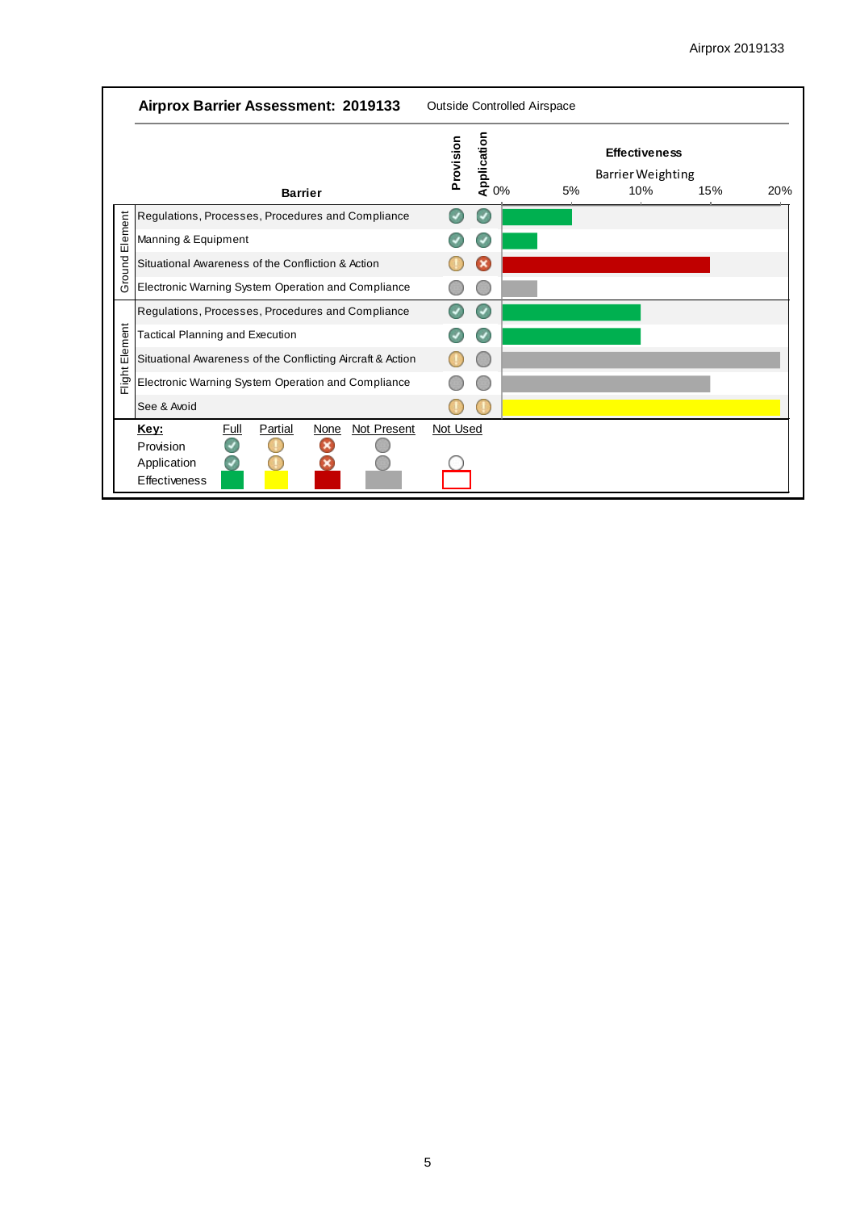## Airprox Barrier Assessment: 2019133

Outside Controlled Airspace

| | Barrier | Provision | Application |
|---|---|---|---|
| Ground Element | Regulations, Processes, Procedures and Compliance | Full | Full |
| | Manning & Equipment | Full | Full |
| | Situational Awareness of the Confliction & Action | Partial | None |
| | Electronic Warning System Operation and Compliance | Not Present | Not Present |
| Flight Element | Regulations, Processes, Procedures and Compliance | Full | Full |
| | Tactical Planning and Execution | Full | Full |
| | Situational Awareness of the Conflicting Aircraft & Action | Partial | Not Present |
| | Electronic Warning System Operation and Compliance | Not Present | Not Present |
| | See & Avoid | Partial | Partial |

Effectiveness

Barrier Weighting

0%
5%
10%
15%
20%

**Key:** Full, Partial, None, Not Present, Not Used

Provision

Application

Effectiveness